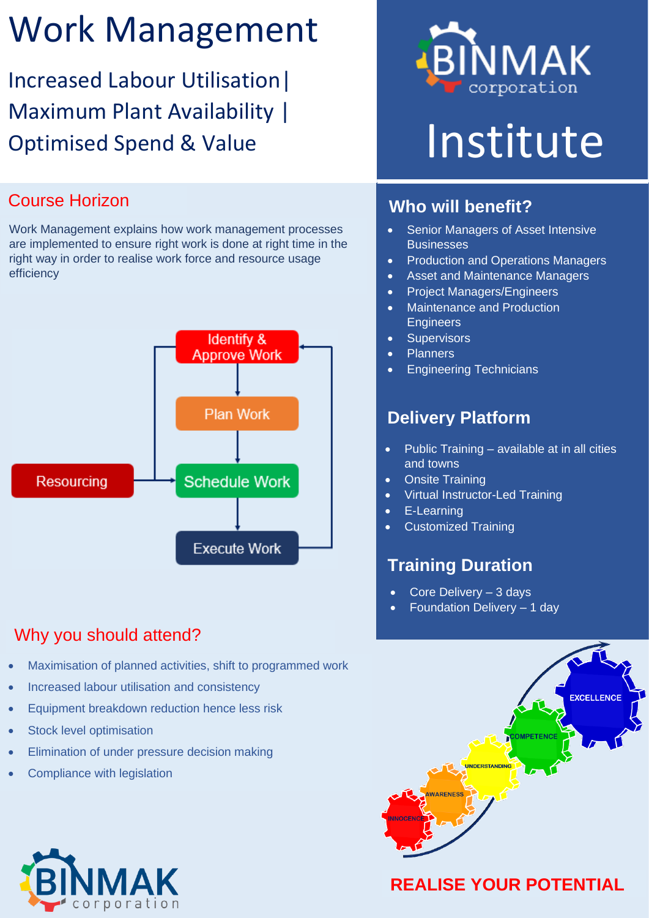# Work Management

Increased Labour Utilisation | Maximum Plant Availability | Optimised Spend & Value

BINMAK corporation

# Institute

## Course Horizon

Work Management explains how work management processes are implemented to ensure right work is done at right time in the right way in order to realise work force and resource usage efficiency

Identify & Approve Work

Plan Work

Resourcing

Schedule Work

Execute Work

## Why you should attend?

- Maximisation of planned activities, shift to programmed work
- Increased labour utilisation and consistency
- Equipment breakdown reduction hence less risk
- Stock level optimisation
- Elimination of under pressure decision making
- Compliance with legislation

## Who will benefit?

- Senior Managers of Asset Intensive Businesses
- Production and Operations Managers
- Asset and Maintenance Managers
- Project Managers/Engineers
- Maintenance and Production Engineers
- Supervisors
- Planners
- Engineering Technicians

## Delivery Platform

- Public Training – available at in all cities and towns
- Onsite Training
- Virtual Instructor-Led Training
- E-Learning
- Customized Training

## Training Duration

- Core Delivery – 3 days
- Foundation Delivery – 1 day

INNOCENCE AWARENESS UNDERSTANDING COMPETENCE EXCELLENCE

**REALISE YOUR POTENTIAL**

BINMAK corporation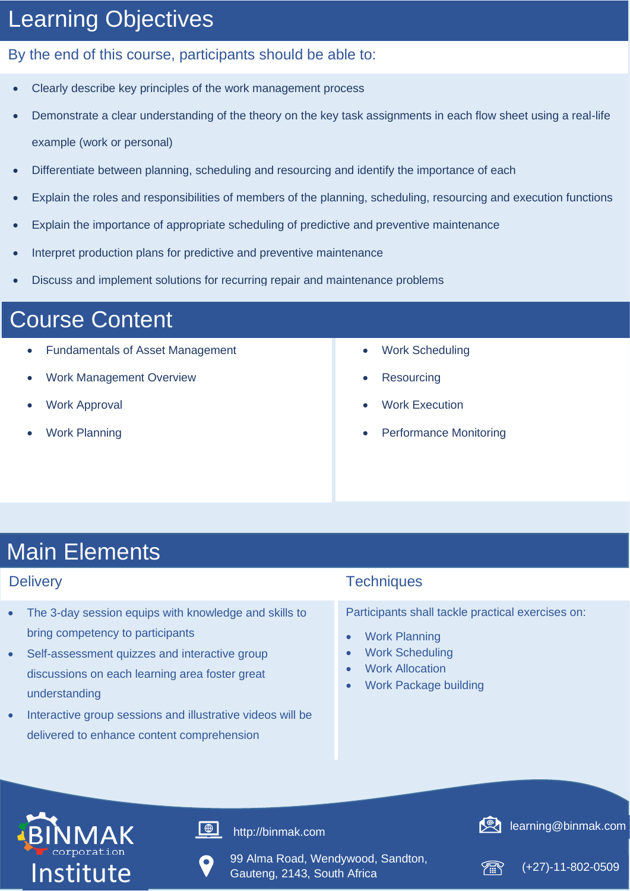# Learning Objectives

By the end of this course, participants should be able to:

- Clearly describe key principles of the work management process
- Demonstrate a clear understanding of the theory on the key task assignments in each flow sheet using a real-life example (work or personal)
- Differentiate between planning, scheduling and resourcing and identify the importance of each
- Explain the roles and responsibilities of members of the planning, scheduling, resourcing and execution functions
- Explain the importance of appropriate scheduling of predictive and preventive maintenance
- Interpret production plans for predictive and preventive maintenance
- Discuss and implement solutions for recurring repair and maintenance problems

# Course Content

- Fundamentals of Asset Management
- Work Management Overview
- Work Approval
- Work Planning
- Work Scheduling
- Resourcing
- Work Execution
- Performance Monitoring

# Main Elements

## Delivery

- The 3-day session equips with knowledge and skills to bring competency to participants
- Self-assessment quizzes and interactive group discussions on each learning area foster great understanding
- Interactive group sessions and illustrative videos will be delivered to enhance content comprehension

## Techniques

Participants shall tackle practical exercises on:

- Work Planning
- Work Scheduling
- Work Allocation
- Work Package building

BINMAK corporation Institute

http://binmak.com

99 Alma Road, Wendywood, Sandton, Gauteng, 2143, South Africa

learning@binmak.com

(+27)-11-802-0509